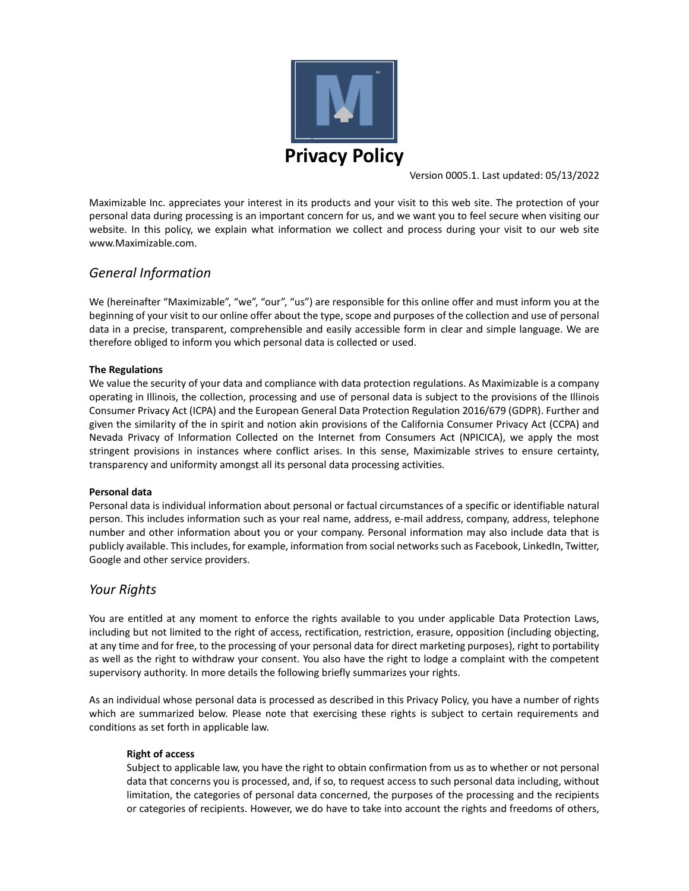# Privacy Policy

Version 0005.1. Last updated: 05/13/2022

Maximizable Inc. appreciates your interest in its products and your visit to this web site. The protection of your personal data during processing is an important concern for us, and we want you to feel secure when visiting our website. In this policy, we explain what information we collect and process during your visit to our web site www.Maximizable.com.

## *General Information*

We (hereinafter "Maximizable", "we", "our", "us") are responsible for this online offer and must inform you at the beginning of your visit to our online offer about the type, scope and purposes of the collection and use of personal data in a precise, transparent, comprehensible and easily accessible form in clear and simple language. We are therefore obliged to inform you which personal data is collected or used.

**The Regulations**

We value the security of your data and compliance with data protection regulations. As Maximizable is a company operating in Illinois, the collection, processing and use of personal data is subject to the provisions of the Illinois Consumer Privacy Act (ICPA) and the European General Data Protection Regulation 2016/679 (GDPR). Further and given the similarity of the in spirit and notion akin provisions of the California Consumer Privacy Act (CCPA) and Nevada Privacy of Information Collected on the Internet from Consumers Act (NPICICA), we apply the most stringent provisions in instances where conflict arises. In this sense, Maximizable strives to ensure certainty, transparency and uniformity amongst all its personal data processing activities.

**Personal data**

Personal data is individual information about personal or factual circumstances of a specific or identifiable natural person. This includes information such as your real name, address, e-mail address, company, address, telephone number and other information about you or your company. Personal information may also include data that is publicly available. This includes, for example, information from social networks such as Facebook, LinkedIn, Twitter, Google and other service providers.

## *Your Rights*

You are entitled at any moment to enforce the rights available to you under applicable Data Protection Laws, including but not limited to the right of access, rectification, restriction, erasure, opposition (including objecting, at any time and for free, to the processing of your personal data for direct marketing purposes), right to portability as well as the right to withdraw your consent. You also have the right to lodge a complaint with the competent supervisory authority. In more details the following briefly summarizes your rights.

As an individual whose personal data is processed as described in this Privacy Policy, you have a number of rights which are summarized below. Please note that exercising these rights is subject to certain requirements and conditions as set forth in applicable law.

**Right of access**

Subject to applicable law, you have the right to obtain confirmation from us as to whether or not personal data that concerns you is processed, and, if so, to request access to such personal data including, without limitation, the categories of personal data concerned, the purposes of the processing and the recipients or categories of recipients. However, we do have to take into account the rights and freedoms of others,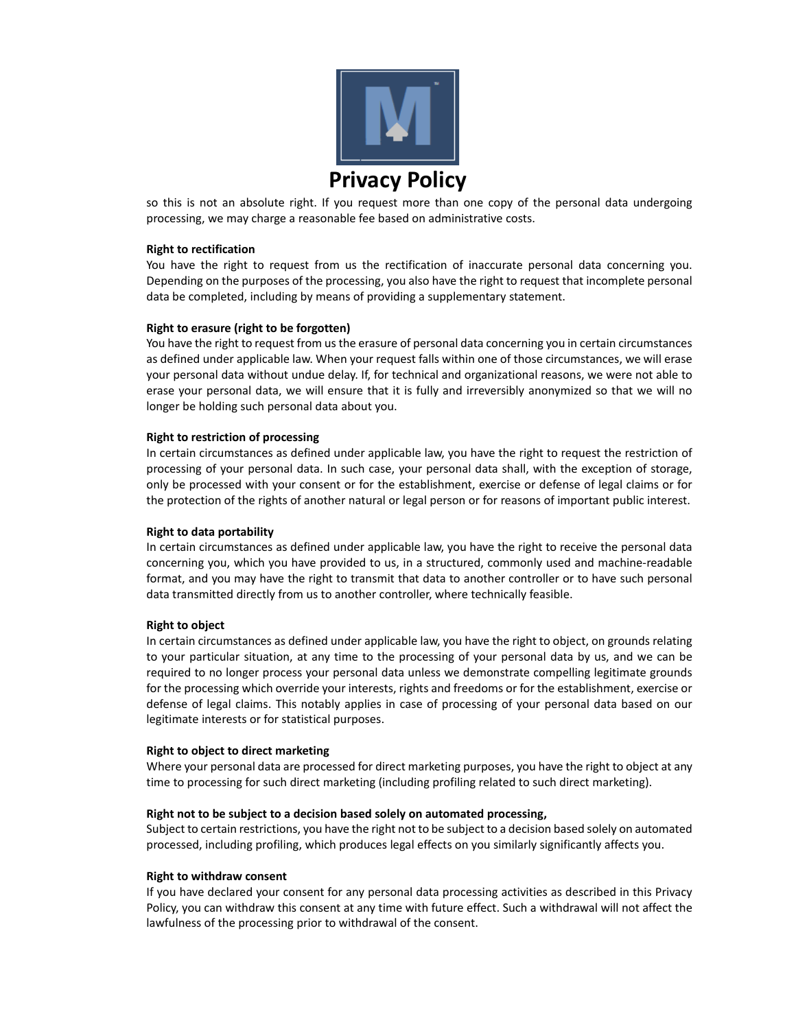so this is not an absolute right. If you request more than one copy of the personal data undergoing processing, we may charge a reasonable fee based on administrative costs.

**Right to rectification**

You have the right to request from us the rectification of inaccurate personal data concerning you. Depending on the purposes of the processing, you also have the right to request that incomplete personal data be completed, including by means of providing a supplementary statement.

**Right to erasure (right to be forgotten)**

You have the right to request from us the erasure of personal data concerning you in certain circumstances as defined under applicable law. When your request falls within one of those circumstances, we will erase your personal data without undue delay. If, for technical and organizational reasons, we were not able to erase your personal data, we will ensure that it is fully and irreversibly anonymized so that we will no longer be holding such personal data about you.

**Right to restriction of processing**

In certain circumstances as defined under applicable law, you have the right to request the restriction of processing of your personal data. In such case, your personal data shall, with the exception of storage, only be processed with your consent or for the establishment, exercise or defense of legal claims or for the protection of the rights of another natural or legal person or for reasons of important public interest.

**Right to data portability**

In certain circumstances as defined under applicable law, you have the right to receive the personal data concerning you, which you have provided to us, in a structured, commonly used and machine-readable format, and you may have the right to transmit that data to another controller or to have such personal data transmitted directly from us to another controller, where technically feasible.

**Right to object**

In certain circumstances as defined under applicable law, you have the right to object, on grounds relating to your particular situation, at any time to the processing of your personal data by us, and we can be required to no longer process your personal data unless we demonstrate compelling legitimate grounds for the processing which override your interests, rights and freedoms or for the establishment, exercise or defense of legal claims. This notably applies in case of processing of your personal data based on our legitimate interests or for statistical purposes.

**Right to object to direct marketing**

Where your personal data are processed for direct marketing purposes, you have the right to object at any time to processing for such direct marketing (including profiling related to such direct marketing).

**Right not to be subject to a decision based solely on automated processing,**

Subject to certain restrictions, you have the right not to be subject to a decision based solely on automated processed, including profiling, which produces legal effects on you similarly significantly affects you.

**Right to withdraw consent**

If you have declared your consent for any personal data processing activities as described in this Privacy Policy, you can withdraw this consent at any time with future effect. Such a withdrawal will not affect the lawfulness of the processing prior to withdrawal of the consent.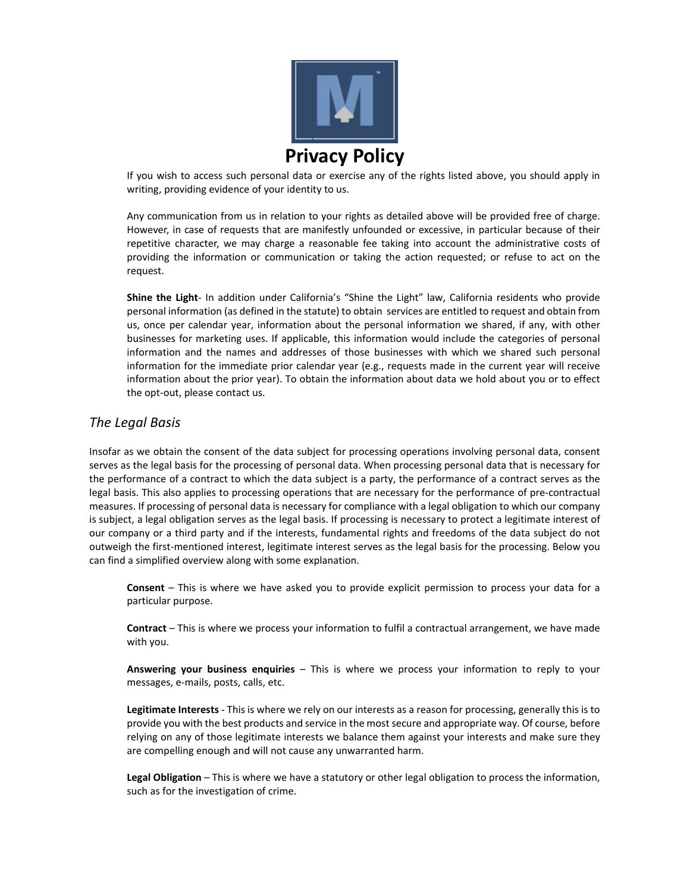If you wish to access such personal data or exercise any of the rights listed above, you should apply in writing, providing evidence of your identity to us.

Any communication from us in relation to your rights as detailed above will be provided free of charge. However, in case of requests that are manifestly unfounded or excessive, in particular because of their repetitive character, we may charge a reasonable fee taking into account the administrative costs of providing the information or communication or taking the action requested; or refuse to act on the request.

**Shine the Light**- In addition under California's "Shine the Light" law, California residents who provide personal information (as defined in the statute) to obtain services are entitled to request and obtain from us, once per calendar year, information about the personal information we shared, if any, with other businesses for marketing uses. If applicable, this information would include the categories of personal information and the names and addresses of those businesses with which we shared such personal information for the immediate prior calendar year (e.g., requests made in the current year will receive information about the prior year). To obtain the information about data we hold about you or to effect the opt-out, please contact us.

## *The Legal Basis*

Insofar as we obtain the consent of the data subject for processing operations involving personal data, consent serves as the legal basis for the processing of personal data. When processing personal data that is necessary for the performance of a contract to which the data subject is a party, the performance of a contract serves as the legal basis. This also applies to processing operations that are necessary for the performance of pre-contractual measures. If processing of personal data is necessary for compliance with a legal obligation to which our company is subject, a legal obligation serves as the legal basis. If processing is necessary to protect a legitimate interest of our company or a third party and if the interests, fundamental rights and freedoms of the data subject do not outweigh the first-mentioned interest, legitimate interest serves as the legal basis for the processing. Below you can find a simplified overview along with some explanation.

**Consent** – This is where we have asked you to provide explicit permission to process your data for a particular purpose.

**Contract** – This is where we process your information to fulfil a contractual arrangement, we have made with you.

**Answering your business enquiries** – This is where we process your information to reply to your messages, e-mails, posts, calls, etc.

**Legitimate Interests** - This is where we rely on our interests as a reason for processing, generally this is to provide you with the best products and service in the most secure and appropriate way. Of course, before relying on any of those legitimate interests we balance them against your interests and make sure they are compelling enough and will not cause any unwarranted harm.

**Legal Obligation** – This is where we have a statutory or other legal obligation to process the information, such as for the investigation of crime.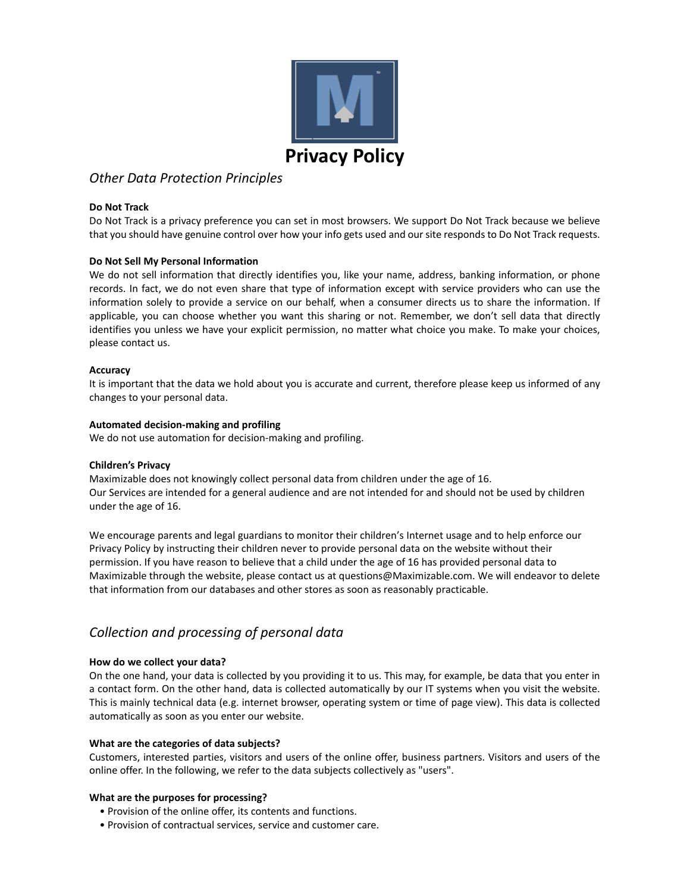# Privacy Policy

## *Other Data Protection Principles*

**Do Not Track**
Do Not Track is a privacy preference you can set in most browsers. We support Do Not Track because we believe that you should have genuine control over how your info gets used and our site responds to Do Not Track requests.

**Do Not Sell My Personal Information**
We do not sell information that directly identifies you, like your name, address, banking information, or phone records. In fact, we do not even share that type of information except with service providers who can use the information solely to provide a service on our behalf, when a consumer directs us to share the information. If applicable, you can choose whether you want this sharing or not. Remember, we don't sell data that directly identifies you unless we have your explicit permission, no matter what choice you make. To make your choices, please contact us.

**Accuracy**
It is important that the data we hold about you is accurate and current, therefore please keep us informed of any changes to your personal data.

**Automated decision-making and profiling**
We do not use automation for decision-making and profiling.

**Children's Privacy**
Maximizable does not knowingly collect personal data from children under the age of 16.
Our Services are intended for a general audience and are not intended for and should not be used by children under the age of 16.

We encourage parents and legal guardians to monitor their children's Internet usage and to help enforce our Privacy Policy by instructing their children never to provide personal data on the website without their permission. If you have reason to believe that a child under the age of 16 has provided personal data to Maximizable through the website, please contact us at questions@Maximizable.com. We will endeavor to delete that information from our databases and other stores as soon as reasonably practicable.

## *Collection and processing of personal data*

**How do we collect your data?**
On the one hand, your data is collected by you providing it to us. This may, for example, be data that you enter in a contact form. On the other hand, data is collected automatically by our IT systems when you visit the website. This is mainly technical data (e.g. internet browser, operating system or time of page view). This data is collected automatically as soon as you enter our website.

**What are the categories of data subjects?**
Customers, interested parties, visitors and users of the online offer, business partners. Visitors and users of the online offer. In the following, we refer to the data subjects collectively as "users".

**What are the purposes for processing?**

- Provision of the online offer, its contents and functions.
- Provision of contractual services, service and customer care.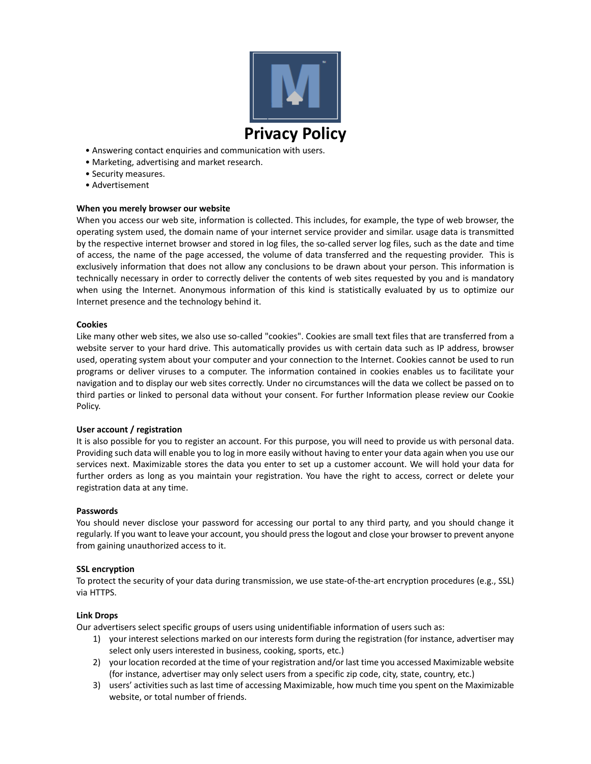# Privacy Policy

- Answering contact enquiries and communication with users.
- Marketing, advertising and market research.
- Security measures.
- Advertisement

**When you merely browser our website**

When you access our web site, information is collected. This includes, for example, the type of web browser, the operating system used, the domain name of your internet service provider and similar. usage data is transmitted by the respective internet browser and stored in log files, the so-called server log files, such as the date and time of access, the name of the page accessed, the volume of data transferred and the requesting provider. This is exclusively information that does not allow any conclusions to be drawn about your person. This information is technically necessary in order to correctly deliver the contents of web sites requested by you and is mandatory when using the Internet. Anonymous information of this kind is statistically evaluated by us to optimize our Internet presence and the technology behind it.

**Cookies**

Like many other web sites, we also use so-called "cookies". Cookies are small text files that are transferred from a website server to your hard drive. This automatically provides us with certain data such as IP address, browser used, operating system about your computer and your connection to the Internet. Cookies cannot be used to run programs or deliver viruses to a computer. The information contained in cookies enables us to facilitate your navigation and to display our web sites correctly. Under no circumstances will the data we collect be passed on to third parties or linked to personal data without your consent. For further Information please review our Cookie Policy.

**User account / registration**

It is also possible for you to register an account. For this purpose, you will need to provide us with personal data. Providing such data will enable you to log in more easily without having to enter your data again when you use our services next. Maximizable stores the data you enter to set up a customer account. We will hold your data for further orders as long as you maintain your registration. You have the right to access, correct or delete your registration data at any time.

**Passwords**

You should never disclose your password for accessing our portal to any third party, and you should change it regularly. If you want to leave your account, you should press the logout and close your browser to prevent anyone from gaining unauthorized access to it.

**SSL encryption**

To protect the security of your data during transmission, we use state-of-the-art encryption procedures (e.g., SSL) via HTTPS.

**Link Drops**

Our advertisers select specific groups of users using unidentifiable information of users such as:

1) your interest selections marked on our interests form during the registration (for instance, advertiser may select only users interested in business, cooking, sports, etc.)
2) your location recorded at the time of your registration and/or last time you accessed Maximizable website (for instance, advertiser may only select users from a specific zip code, city, state, country, etc.)
3) users' activities such as last time of accessing Maximizable, how much time you spent on the Maximizable website, or total number of friends.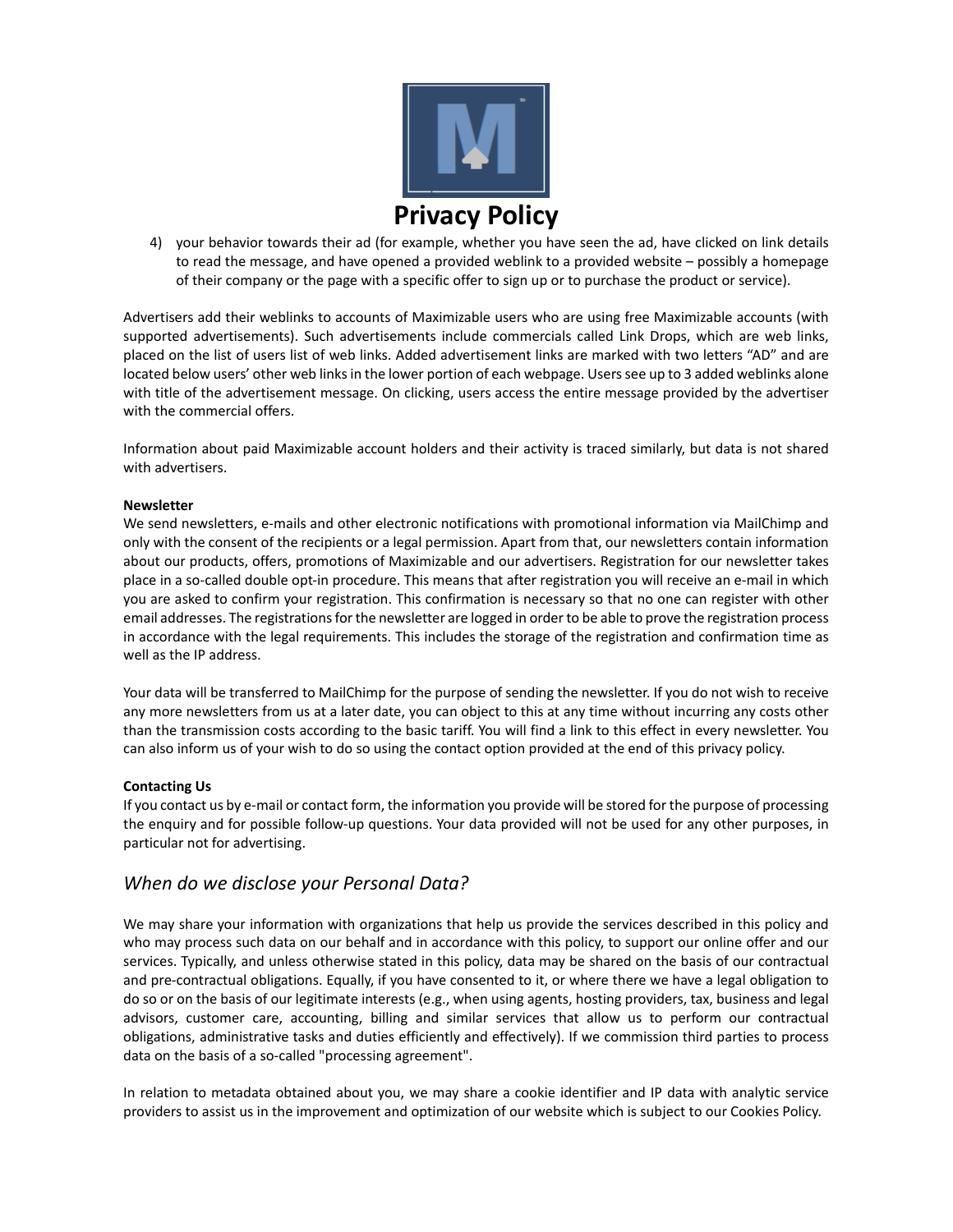# Privacy Policy

4) your behavior towards their ad (for example, whether you have seen the ad, have clicked on link details to read the message, and have opened a provided weblink to a provided website – possibly a homepage of their company or the page with a specific offer to sign up or to purchase the product or service).

Advertisers add their weblinks to accounts of Maximizable users who are using free Maximizable accounts (with supported advertisements). Such advertisements include commercials called Link Drops, which are web links, placed on the list of users list of web links. Added advertisement links are marked with two letters "AD" and are located below users' other web links in the lower portion of each webpage. Users see up to 3 added weblinks alone with title of the advertisement message. On clicking, users access the entire message provided by the advertiser with the commercial offers.

Information about paid Maximizable account holders and their activity is traced similarly, but data is not shared with advertisers.

**Newsletter**

We send newsletters, e-mails and other electronic notifications with promotional information via MailChimp and only with the consent of the recipients or a legal permission. Apart from that, our newsletters contain information about our products, offers, promotions of Maximizable and our advertisers. Registration for our newsletter takes place in a so-called double opt-in procedure. This means that after registration you will receive an e-mail in which you are asked to confirm your registration. This confirmation is necessary so that no one can register with other email addresses. The registrations for the newsletter are logged in order to be able to prove the registration process in accordance with the legal requirements. This includes the storage of the registration and confirmation time as well as the IP address.

Your data will be transferred to MailChimp for the purpose of sending the newsletter. If you do not wish to receive any more newsletters from us at a later date, you can object to this at any time without incurring any costs other than the transmission costs according to the basic tariff. You will find a link to this effect in every newsletter. You can also inform us of your wish to do so using the contact option provided at the end of this privacy policy.

**Contacting Us**

If you contact us by e-mail or contact form, the information you provide will be stored for the purpose of processing the enquiry and for possible follow-up questions. Your data provided will not be used for any other purposes, in particular not for advertising.

## *When do we disclose your Personal Data?*

We may share your information with organizations that help us provide the services described in this policy and who may process such data on our behalf and in accordance with this policy, to support our online offer and our services. Typically, and unless otherwise stated in this policy, data may be shared on the basis of our contractual and pre-contractual obligations. Equally, if you have consented to it, or where there we have a legal obligation to do so or on the basis of our legitimate interests (e.g., when using agents, hosting providers, tax, business and legal advisors, customer care, accounting, billing and similar services that allow us to perform our contractual obligations, administrative tasks and duties efficiently and effectively). If we commission third parties to process data on the basis of a so-called "processing agreement".

In relation to metadata obtained about you, we may share a cookie identifier and IP data with analytic service providers to assist us in the improvement and optimization of our website which is subject to our Cookies Policy.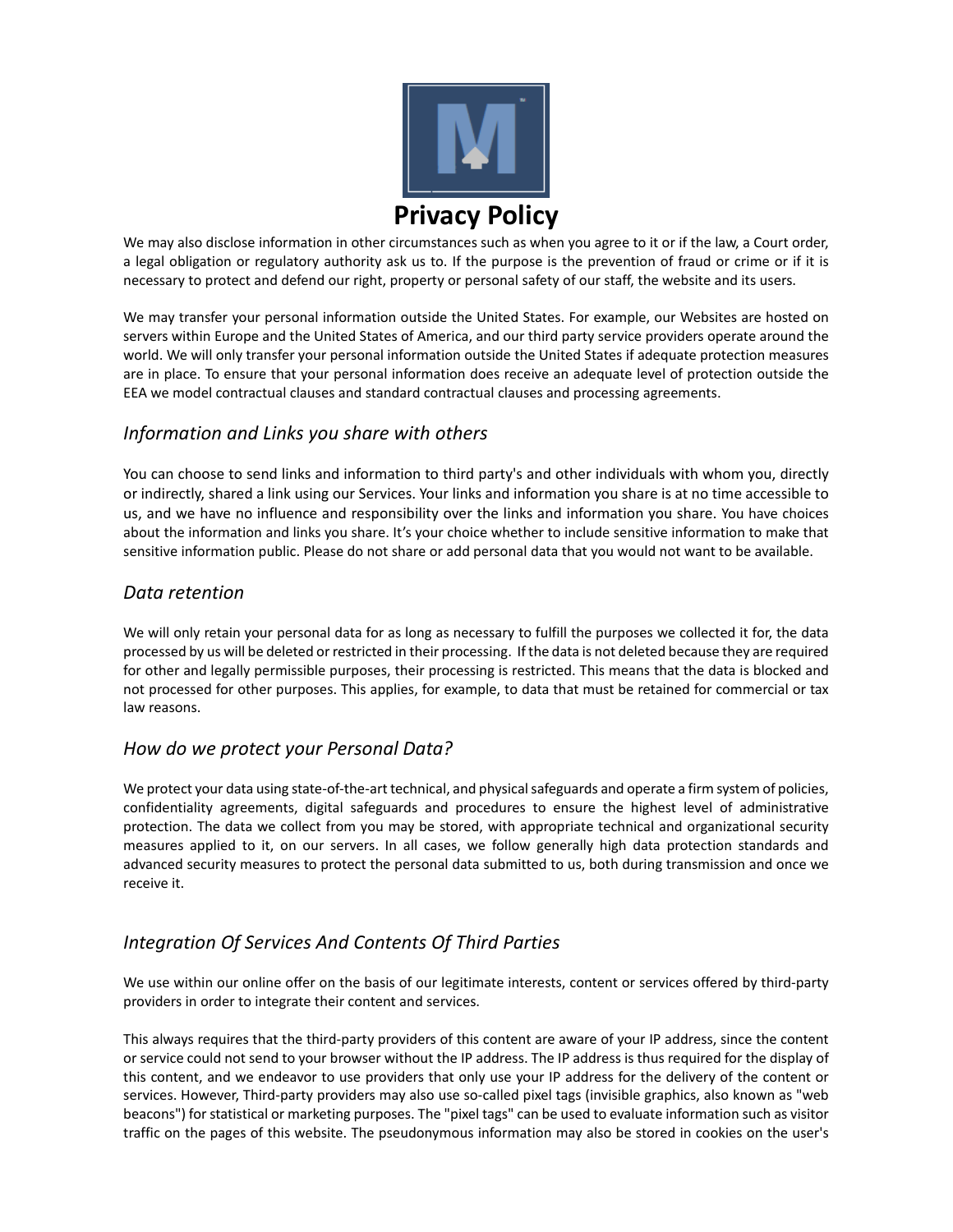# Privacy Policy

We may also disclose information in other circumstances such as when you agree to it or if the law, a Court order, a legal obligation or regulatory authority ask us to. If the purpose is the prevention of fraud or crime or if it is necessary to protect and defend our right, property or personal safety of our staff, the website and its users.

We may transfer your personal information outside the United States. For example, our Websites are hosted on servers within Europe and the United States of America, and our third party service providers operate around the world. We will only transfer your personal information outside the United States if adequate protection measures are in place. To ensure that your personal information does receive an adequate level of protection outside the EEA we model contractual clauses and standard contractual clauses and processing agreements.

## *Information and Links you share with others*

You can choose to send links and information to third party's and other individuals with whom you, directly or indirectly, shared a link using our Services. Your links and information you share is at no time accessible to us, and we have no influence and responsibility over the links and information you share. You have choices about the information and links you share. It's your choice whether to include sensitive information to make that sensitive information public. Please do not share or add personal data that you would not want to be available.

## *Data retention*

We will only retain your personal data for as long as necessary to fulfill the purposes we collected it for, the data processed by us will be deleted or restricted in their processing. If the data is not deleted because they are required for other and legally permissible purposes, their processing is restricted. This means that the data is blocked and not processed for other purposes. This applies, for example, to data that must be retained for commercial or tax law reasons.

## *How do we protect your Personal Data?*

We protect your data using state-of-the-art technical, and physical safeguards and operate a firm system of policies, confidentiality agreements, digital safeguards and procedures to ensure the highest level of administrative protection. The data we collect from you may be stored, with appropriate technical and organizational security measures applied to it, on our servers. In all cases, we follow generally high data protection standards and advanced security measures to protect the personal data submitted to us, both during transmission and once we receive it.

## *Integration Of Services And Contents Of Third Parties*

We use within our online offer on the basis of our legitimate interests, content or services offered by third-party providers in order to integrate their content and services.

This always requires that the third-party providers of this content are aware of your IP address, since the content or service could not send to your browser without the IP address. The IP address is thus required for the display of this content, and we endeavor to use providers that only use your IP address for the delivery of the content or services. However, Third-party providers may also use so-called pixel tags (invisible graphics, also known as "web beacons") for statistical or marketing purposes. The "pixel tags" can be used to evaluate information such as visitor traffic on the pages of this website. The pseudonymous information may also be stored in cookies on the user's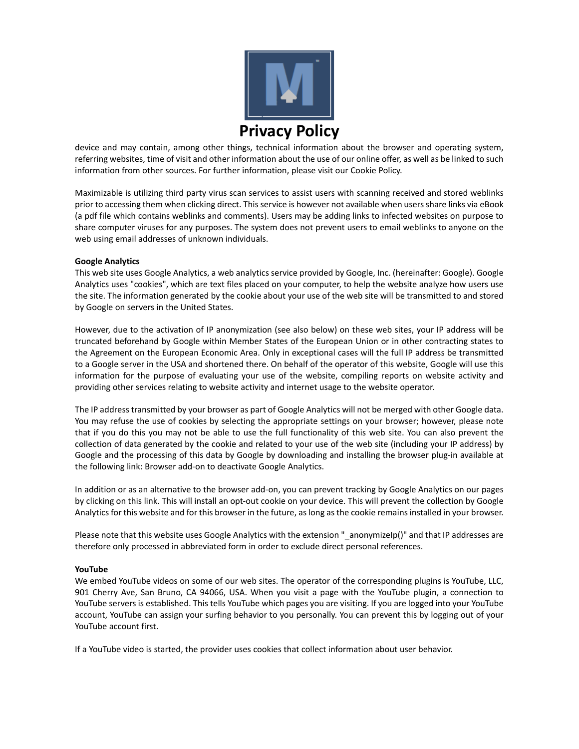device and may contain, among other things, technical information about the browser and operating system, referring websites, time of visit and other information about the use of our online offer, as well as be linked to such information from other sources. For further information, please visit our Cookie Policy.

Maximizable is utilizing third party virus scan services to assist users with scanning received and stored weblinks prior to accessing them when clicking direct. This service is however not available when users share links via eBook (a pdf file which contains weblinks and comments). Users may be adding links to infected websites on purpose to share computer viruses for any purposes. The system does not prevent users to email weblinks to anyone on the web using email addresses of unknown individuals.

**Google Analytics**

This web site uses Google Analytics, a web analytics service provided by Google, Inc. (hereinafter: Google). Google Analytics uses "cookies", which are text files placed on your computer, to help the website analyze how users use the site. The information generated by the cookie about your use of the web site will be transmitted to and stored by Google on servers in the United States.

However, due to the activation of IP anonymization (see also below) on these web sites, your IP address will be truncated beforehand by Google within Member States of the European Union or in other contracting states to the Agreement on the European Economic Area. Only in exceptional cases will the full IP address be transmitted to a Google server in the USA and shortened there. On behalf of the operator of this website, Google will use this information for the purpose of evaluating your use of the website, compiling reports on website activity and providing other services relating to website activity and internet usage to the website operator.

The IP address transmitted by your browser as part of Google Analytics will not be merged with other Google data. You may refuse the use of cookies by selecting the appropriate settings on your browser; however, please note that if you do this you may not be able to use the full functionality of this web site. You can also prevent the collection of data generated by the cookie and related to your use of the web site (including your IP address) by Google and the processing of this data by Google by downloading and installing the browser plug-in available at the following link: Browser add-on to deactivate Google Analytics.

In addition or as an alternative to the browser add-on, you can prevent tracking by Google Analytics on our pages by clicking on this link. This will install an opt-out cookie on your device. This will prevent the collection by Google Analytics for this website and for this browser in the future, as long as the cookie remains installed in your browser.

Please note that this website uses Google Analytics with the extension "_anonymizeIp()" and that IP addresses are therefore only processed in abbreviated form in order to exclude direct personal references.

**YouTube**

We embed YouTube videos on some of our web sites. The operator of the corresponding plugins is YouTube, LLC, 901 Cherry Ave, San Bruno, CA 94066, USA. When you visit a page with the YouTube plugin, a connection to YouTube servers is established. This tells YouTube which pages you are visiting. If you are logged into your YouTube account, YouTube can assign your surfing behavior to you personally. You can prevent this by logging out of your YouTube account first.

If a YouTube video is started, the provider uses cookies that collect information about user behavior.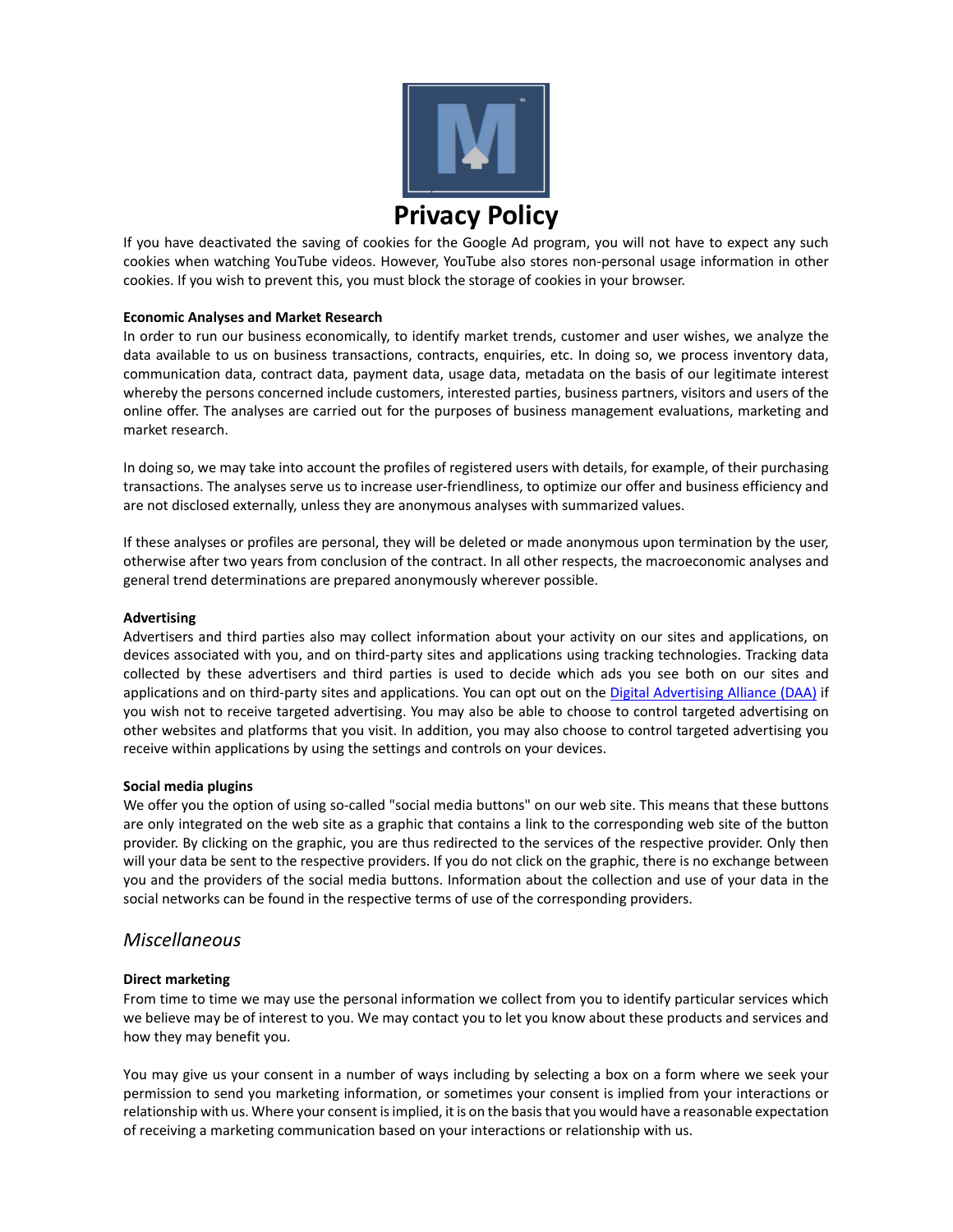If you have deactivated the saving of cookies for the Google Ad program, you will not have to expect any such cookies when watching YouTube videos. However, YouTube also stores non-personal usage information in other cookies. If you wish to prevent this, you must block the storage of cookies in your browser.

**Economic Analyses and Market Research**

In order to run our business economically, to identify market trends, customer and user wishes, we analyze the data available to us on business transactions, contracts, enquiries, etc. In doing so, we process inventory data, communication data, contract data, payment data, usage data, metadata on the basis of our legitimate interest whereby the persons concerned include customers, interested parties, business partners, visitors and users of the online offer. The analyses are carried out for the purposes of business management evaluations, marketing and market research.

In doing so, we may take into account the profiles of registered users with details, for example, of their purchasing transactions. The analyses serve us to increase user-friendliness, to optimize our offer and business efficiency and are not disclosed externally, unless they are anonymous analyses with summarized values.

If these analyses or profiles are personal, they will be deleted or made anonymous upon termination by the user, otherwise after two years from conclusion of the contract. In all other respects, the macroeconomic analyses and general trend determinations are prepared anonymously wherever possible.

**Advertising**

Advertisers and third parties also may collect information about your activity on our sites and applications, on devices associated with you, and on third-party sites and applications using tracking technologies. Tracking data collected by these advertisers and third parties is used to decide which ads you see both on our sites and applications and on third-party sites and applications. You can opt out on the [Digital Advertising Alliance (DAA)] if you wish not to receive targeted advertising. You may also be able to choose to control targeted advertising on other websites and platforms that you visit. In addition, you may also choose to control targeted advertising you receive within applications by using the settings and controls on your devices.

**Social media plugins**

We offer you the option of using so-called "social media buttons" on our web site. This means that these buttons are only integrated on the web site as a graphic that contains a link to the corresponding web site of the button provider. By clicking on the graphic, you are thus redirected to the services of the respective provider. Only then will your data be sent to the respective providers. If you do not click on the graphic, there is no exchange between you and the providers of the social media buttons. Information about the collection and use of your data in the social networks can be found in the respective terms of use of the corresponding providers.

## *Miscellaneous*

**Direct marketing**

From time to time we may use the personal information we collect from you to identify particular services which we believe may be of interest to you. We may contact you to let you know about these products and services and how they may benefit you.

You may give us your consent in a number of ways including by selecting a box on a form where we seek your permission to send you marketing information, or sometimes your consent is implied from your interactions or relationship with us. Where your consent is implied, it is on the basis that you would have a reasonable expectation of receiving a marketing communication based on your interactions or relationship with us.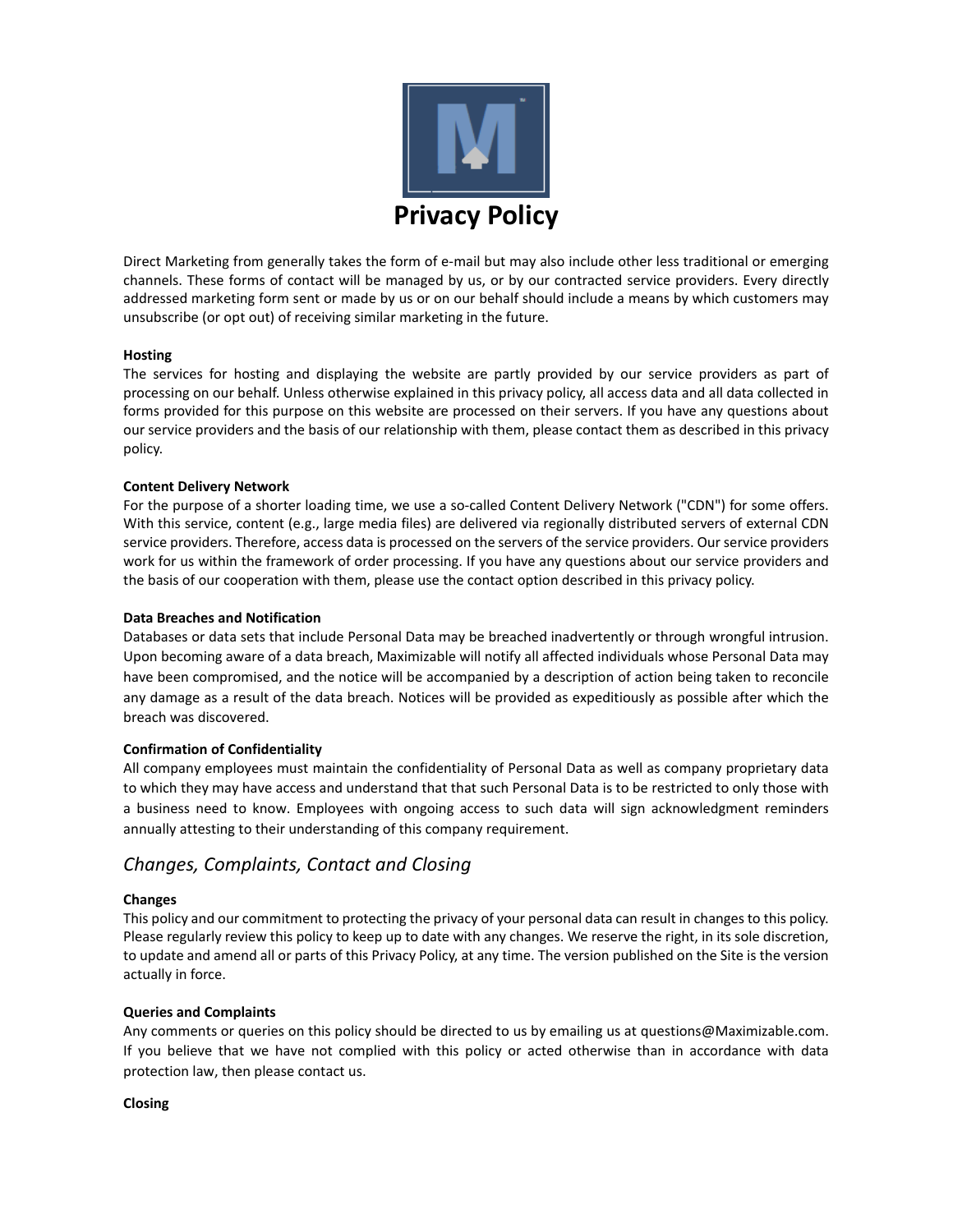# Privacy Policy

Direct Marketing from generally takes the form of e-mail but may also include other less traditional or emerging channels. These forms of contact will be managed by us, or by our contracted service providers. Every directly addressed marketing form sent or made by us or on our behalf should include a means by which customers may unsubscribe (or opt out) of receiving similar marketing in the future.

**Hosting**

The services for hosting and displaying the website are partly provided by our service providers as part of processing on our behalf. Unless otherwise explained in this privacy policy, all access data and all data collected in forms provided for this purpose on this website are processed on their servers. If you have any questions about our service providers and the basis of our relationship with them, please contact them as described in this privacy policy.

**Content Delivery Network**

For the purpose of a shorter loading time, we use a so-called Content Delivery Network ("CDN") for some offers. With this service, content (e.g., large media files) are delivered via regionally distributed servers of external CDN service providers. Therefore, access data is processed on the servers of the service providers. Our service providers work for us within the framework of order processing. If you have any questions about our service providers and the basis of our cooperation with them, please use the contact option described in this privacy policy.

**Data Breaches and Notification**

Databases or data sets that include Personal Data may be breached inadvertently or through wrongful intrusion. Upon becoming aware of a data breach, Maximizable will notify all affected individuals whose Personal Data may have been compromised, and the notice will be accompanied by a description of action being taken to reconcile any damage as a result of the data breach. Notices will be provided as expeditiously as possible after which the breach was discovered.

**Confirmation of Confidentiality**

All company employees must maintain the confidentiality of Personal Data as well as company proprietary data to which they may have access and understand that that such Personal Data is to be restricted to only those with a business need to know. Employees with ongoing access to such data will sign acknowledgment reminders annually attesting to their understanding of this company requirement.

## *Changes, Complaints, Contact and Closing*

**Changes**

This policy and our commitment to protecting the privacy of your personal data can result in changes to this policy. Please regularly review this policy to keep up to date with any changes. We reserve the right, in its sole discretion, to update and amend all or parts of this Privacy Policy, at any time. The version published on the Site is the version actually in force.

**Queries and Complaints**

Any comments or queries on this policy should be directed to us by emailing us at questions@Maximizable.com. If you believe that we have not complied with this policy or acted otherwise than in accordance with data protection law, then please contact us.

**Closing**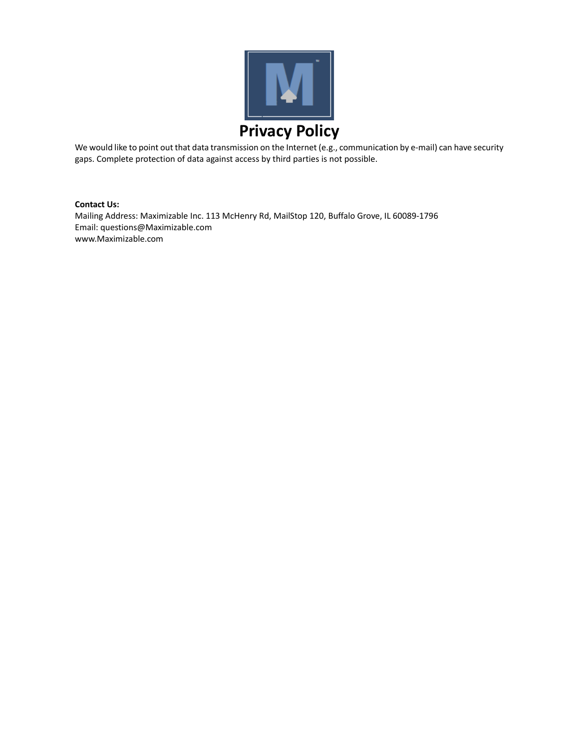# Privacy Policy

We would like to point out that data transmission on the Internet (e.g., communication by e-mail) can have security gaps. Complete protection of data against access by third parties is not possible.

**Contact Us:**
Mailing Address: Maximizable Inc. 113 McHenry Rd, MailStop 120, Buffalo Grove, IL 60089-1796
Email: questions@Maximizable.com
www.Maximizable.com